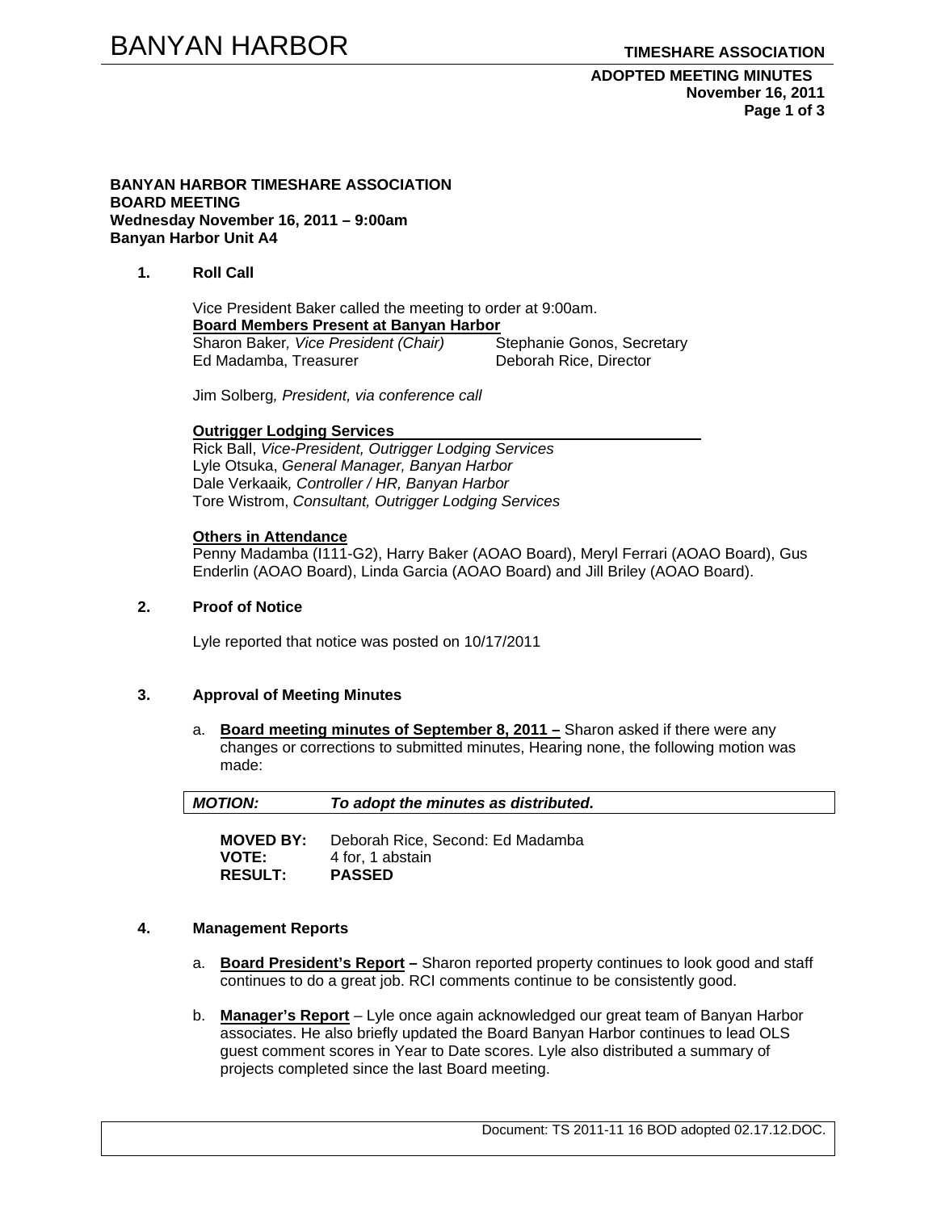**BANYAN HARBOR TIMESHARE ASSOCIATION**
**BOARD MEETING**
**Wednesday November 16, 2011 – 9:00am**
**Banyan Harbor Unit A4**

## 1. Roll Call

Vice President Baker called the meeting to order at 9:00am.

**Board Members Present at Banyan Harbor**

Sharon Baker, *Vice President (Chair)*
Stephanie Gonos, Secretary
Ed Madamba, Treasurer
Deborah Rice, Director

Jim Solberg*, President, via conference call*

**Outrigger Lodging Services**

Rick Ball, *Vice-President, Outrigger Lodging Services*
Lyle Otsuka, *General Manager, Banyan Harbor*
Dale Verkaaik*, Controller / HR, Banyan Harbor*
Tore Wistrom, *Consultant, Outrigger Lodging Services*

**Others in Attendance**

Penny Madamba (I111-G2), Harry Baker (AOAO Board), Meryl Ferrari (AOAO Board), Gus Enderlin (AOAO Board), Linda Garcia (AOAO Board) and Jill Briley (AOAO Board).

## 2. Proof of Notice

Lyle reported that notice was posted on 10/17/2011

## 3. Approval of Meeting Minutes

a. **Board meeting minutes of September 8, 2011 –** Sharon asked if there were any changes or corrections to submitted minutes, Hearing none, the following motion was made:

| ***MOTION:*** | ***To adopt the minutes as distributed.*** |
|---|---|

**MOVED BY:** Deborah Rice, Second: Ed Madamba
**VOTE:** 4 for, 1 abstain
**RESULT:** **PASSED**

## 4. Management Reports

a. **Board President's Report –** Sharon reported property continues to look good and staff continues to do a great job. RCI comments continue to be consistently good.

b. **Manager's Report** – Lyle once again acknowledged our great team of Banyan Harbor associates. He also briefly updated the Board Banyan Harbor continues to lead OLS guest comment scores in Year to Date scores. Lyle also distributed a summary of projects completed since the last Board meeting.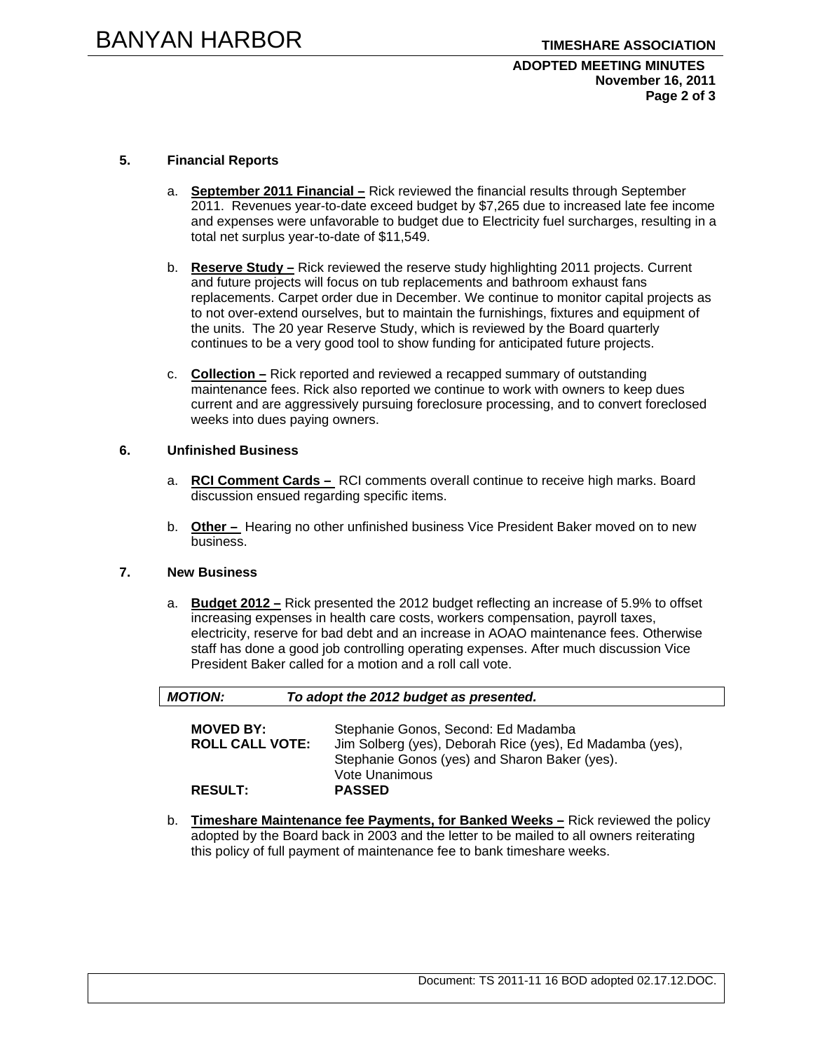## 5. Financial Reports

a. **<u>September 2011 Financial –</u>** Rick reviewed the financial results through September 2011. Revenues year-to-date exceed budget by $7,265 due to increased late fee income and expenses were unfavorable to budget due to Electricity fuel surcharges, resulting in a total net surplus year-to-date of $11,549.

b. **<u>Reserve Study –</u>** Rick reviewed the reserve study highlighting 2011 projects. Current and future projects will focus on tub replacements and bathroom exhaust fans replacements. Carpet order due in December. We continue to monitor capital projects as to not over-extend ourselves, but to maintain the furnishings, fixtures and equipment of the units. The 20 year Reserve Study, which is reviewed by the Board quarterly continues to be a very good tool to show funding for anticipated future projects.

c. **<u>Collection –</u>** Rick reported and reviewed a recapped summary of outstanding maintenance fees. Rick also reported we continue to work with owners to keep dues current and are aggressively pursuing foreclosure processing, and to convert foreclosed weeks into dues paying owners.

## 6. Unfinished Business

a. **<u>RCI Comment Cards –</u>** RCI comments overall continue to receive high marks. Board discussion ensued regarding specific items.

b. **<u>Other –</u>** Hearing no other unfinished business Vice President Baker moved on to new business.

## 7. New Business

a. **<u>Budget 2012 –</u>** Rick presented the 2012 budget reflecting an increase of 5.9% to offset increasing expenses in health care costs, workers compensation, payroll taxes, electricity, reserve for bad debt and an increase in AOAO maintenance fees. Otherwise staff has done a good job controlling operating expenses. After much discussion Vice President Baker called for a motion and a roll call vote.

***MOTION:*** ***To adopt the 2012 budget as presented.***

**MOVED BY:** Stephanie Gonos, Second: Ed Madamba
**ROLL CALL VOTE:** Jim Solberg (yes), Deborah Rice (yes), Ed Madamba (yes), Stephanie Gonos (yes) and Sharon Baker (yes). Vote Unanimous
**RESULT:** **PASSED**

b. **<u>Timeshare Maintenance fee Payments, for Banked Weeks –</u>** Rick reviewed the policy adopted by the Board back in 2003 and the letter to be mailed to all owners reiterating this policy of full payment of maintenance fee to bank timeshare weeks.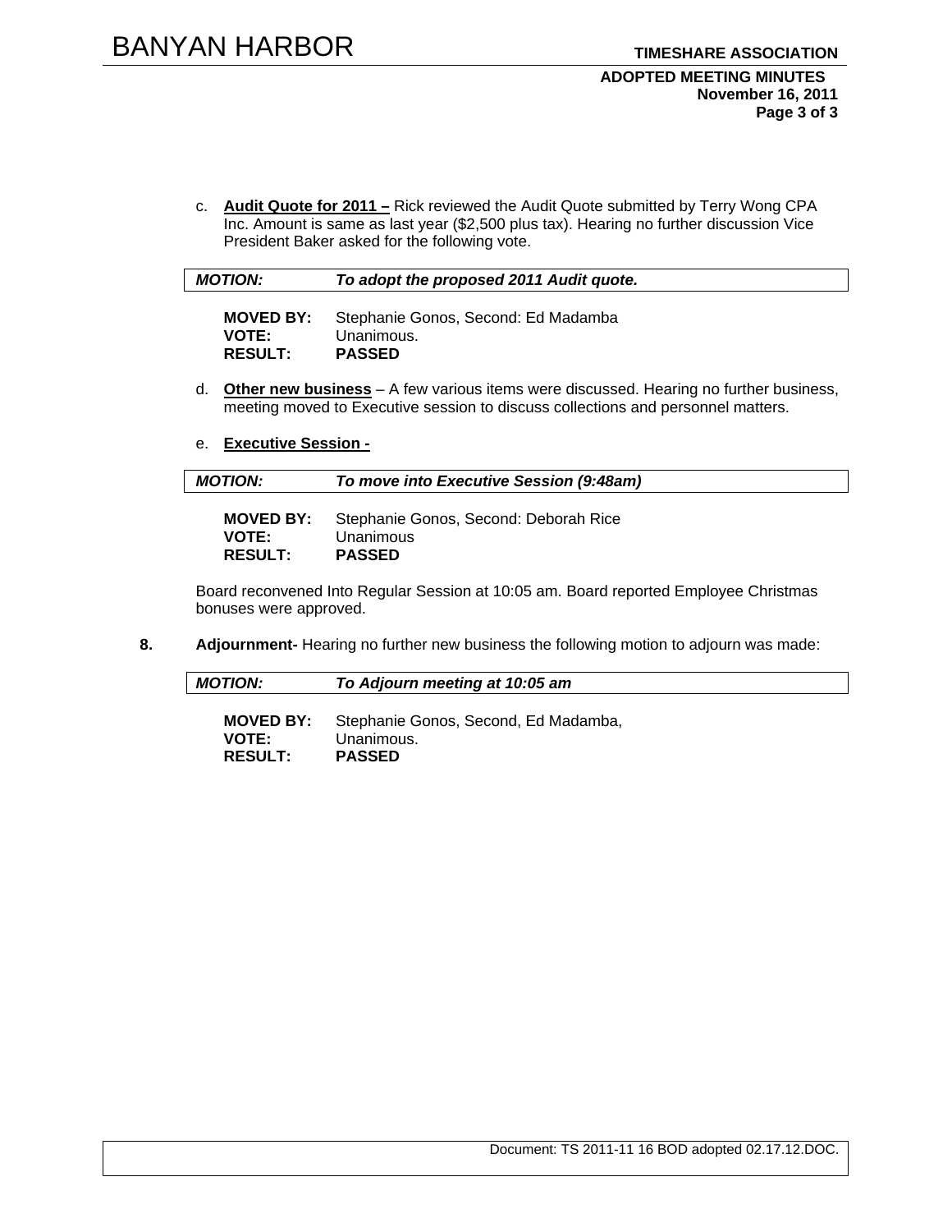c. **Audit Quote for 2011 –** Rick reviewed the Audit Quote submitted by Terry Wong CPA Inc. Amount is same as last year ($2,500 plus tax). Hearing no further discussion Vice President Baker asked for the following vote.

| *MOTION:* | *To adopt the proposed 2011 Audit quote.* |
|---|---|

**MOVED BY:** Stephanie Gonos, Second: Ed Madamba
**VOTE:** Unanimous.
**RESULT:** **PASSED**

d. **Other new business** – A few various items were discussed. Hearing no further business, meeting moved to Executive session to discuss collections and personnel matters.

e. **Executive Session -**

| *MOTION:* | *To move into Executive Session (9:48am)* |
|---|---|

**MOVED BY:** Stephanie Gonos, Second: Deborah Rice
**VOTE:** Unanimous
**RESULT:** **PASSED**

Board reconvened Into Regular Session at 10:05 am. Board reported Employee Christmas bonuses were approved.

**8. Adjournment-** Hearing no further new business the following motion to adjourn was made:

| *MOTION:* | *To Adjourn meeting at 10:05 am* |
|---|---|

**MOVED BY:** Stephanie Gonos, Second, Ed Madamba,
**VOTE:** Unanimous.
**RESULT:** **PASSED**

Document: TS 2011-11 16 BOD adopted 02.17.12.DOC.